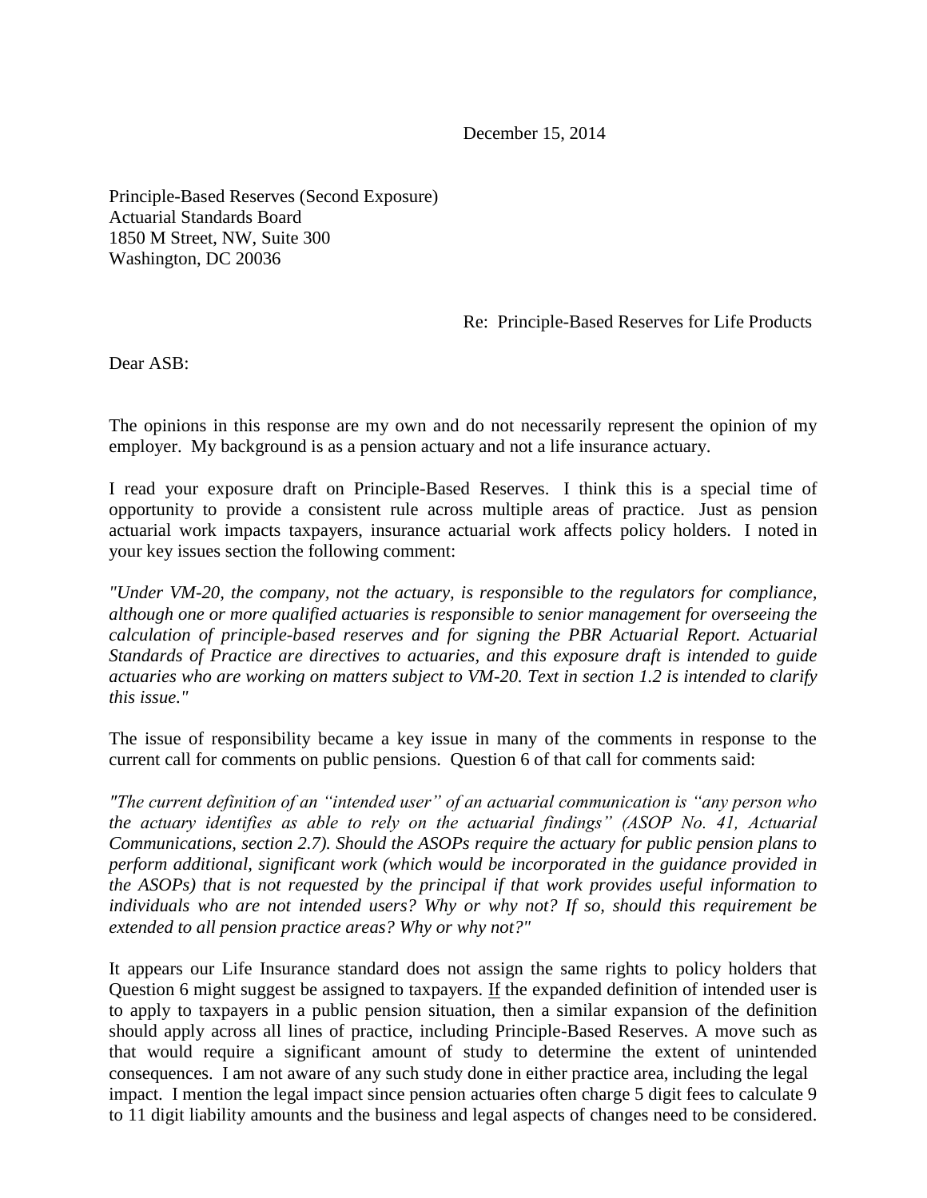December 15, 2014

Principle-Based Reserves (Second Exposure)
Actuarial Standards Board
1850 M Street, NW, Suite 300
Washington, DC 20036

Re: Principle-Based Reserves for Life Products

Dear ASB:

The opinions in this response are my own and do not necessarily represent the opinion of my employer. My background is as a pension actuary and not a life insurance actuary.

I read your exposure draft on Principle-Based Reserves. I think this is a special time of opportunity to provide a consistent rule across multiple areas of practice. Just as pension actuarial work impacts taxpayers, insurance actuarial work affects policy holders. I noted in your key issues section the following comment:

*"Under VM-20, the company, not the actuary, is responsible to the regulators for compliance, although one or more qualified actuaries is responsible to senior management for overseeing the calculation of principle-based reserves and for signing the PBR Actuarial Report. Actuarial Standards of Practice are directives to actuaries, and this exposure draft is intended to guide actuaries who are working on matters subject to VM-20. Text in section 1.2 is intended to clarify this issue."*

The issue of responsibility became a key issue in many of the comments in response to the current call for comments on public pensions. Question 6 of that call for comments said:

*"The current definition of an "intended user" of an actuarial communication is "any person who the actuary identifies as able to rely on the actuarial findings" (ASOP No. 41, Actuarial Communications, section 2.7). Should the ASOPs require the actuary for public pension plans to perform additional, significant work (which would be incorporated in the guidance provided in the ASOPs) that is not requested by the principal if that work provides useful information to individuals who are not intended users? Why or why not? If so, should this requirement be extended to all pension practice areas? Why or why not?"*

It appears our Life Insurance standard does not assign the same rights to policy holders that Question 6 might suggest be assigned to taxpayers. <u>If</u> the expanded definition of intended user is to apply to taxpayers in a public pension situation, then a similar expansion of the definition should apply across all lines of practice, including Principle-Based Reserves. A move such as that would require a significant amount of study to determine the extent of unintended consequences. I am not aware of any such study done in either practice area, including the legal impact. I mention the legal impact since pension actuaries often charge 5 digit fees to calculate 9 to 11 digit liability amounts and the business and legal aspects of changes need to be considered.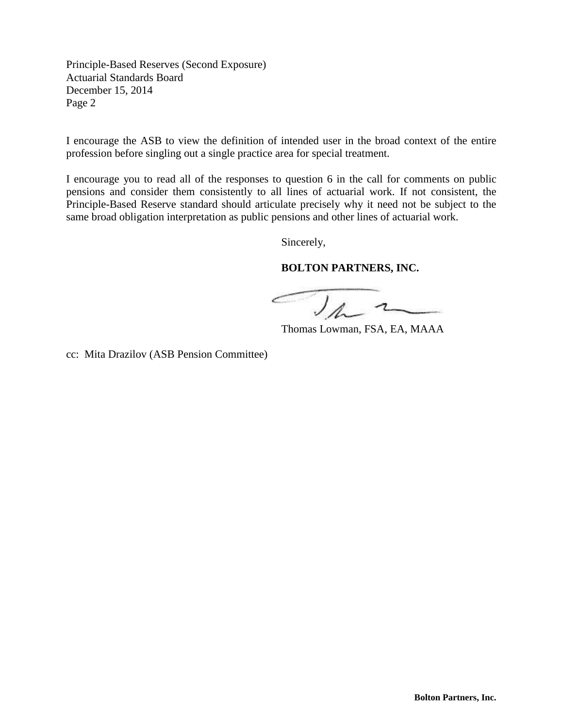I encourage the ASB to view the definition of intended user in the broad context of the entire profession before singling out a single practice area for special treatment.

I encourage you to read all of the responses to question 6 in the call for comments on public pensions and consider them consistently to all lines of actuarial work. If not consistent, the Principle-Based Reserve standard should articulate precisely why it need not be subject to the same broad obligation interpretation as public pensions and other lines of actuarial work.

Sincerely,

**BOLTON PARTNERS, INC.**

Thomas Lowman, FSA, EA, MAAA

cc: Mita Drazilov (ASB Pension Committee)